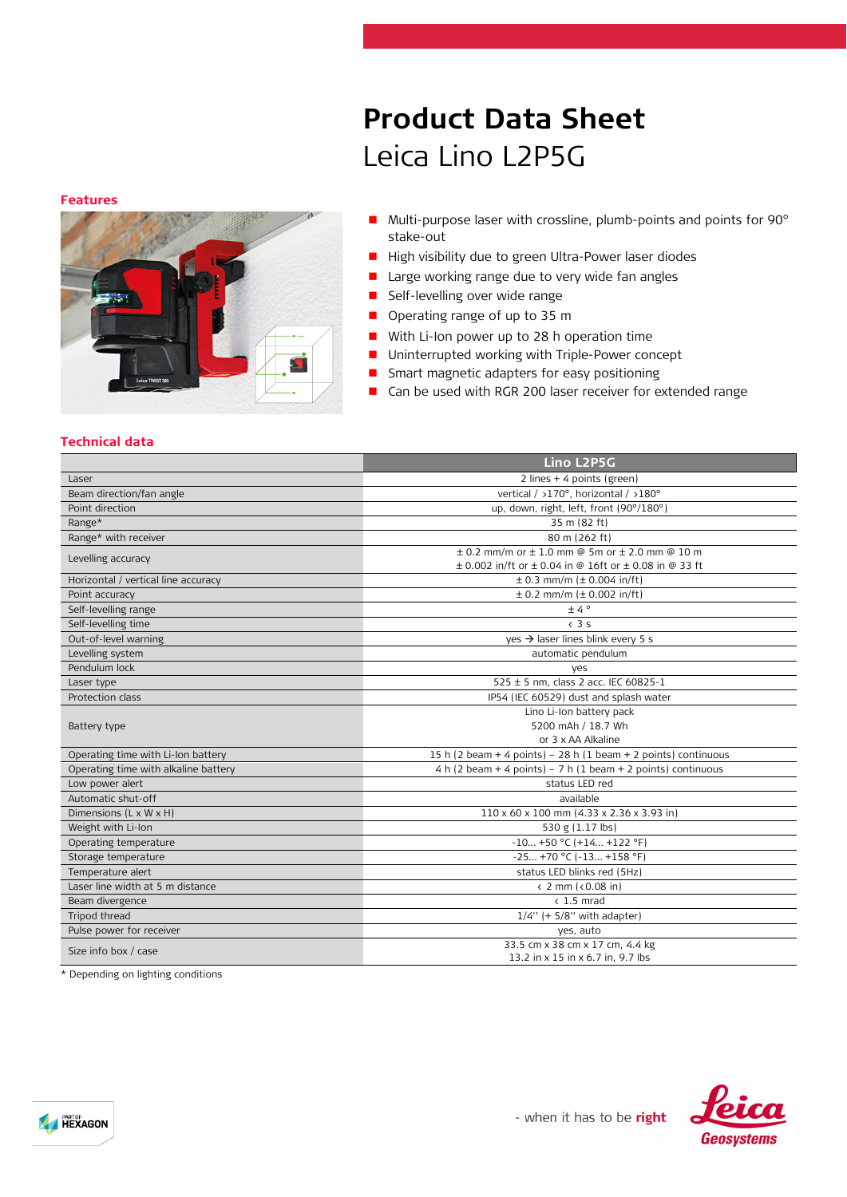# Product Data Sheet

Leica Lino L2P5G

## Features

- Multi-purpose laser with crossline, plumb-points and points for 90° stake-out
- High visibility due to green Ultra-Power laser diodes
- Large working range due to very wide fan angles
- Self-levelling over wide range
- Operating range of up to 35 m
- With Li-Ion power up to 28 h operation time
- Uninterrupted working with Triple-Power concept
- Smart magnetic adapters for easy positioning
- Can be used with RGR 200 laser receiver for extended range

## Technical data

| | Lino L2P5G |
|---|---|
| Laser | 2 lines + 4 points (green) |
| Beam direction/fan angle | vertical / >170°, horizontal / >180° |
| Point direction | up, down, right, left, front (90°/180°) |
| Range* | 35 m (82 ft) |
| Range* with receiver | 80 m (262 ft) |
| Levelling accuracy | ± 0.2 mm/m or ± 1.0 mm @ 5m or ± 2.0 mm @ 10 m<br>± 0.002 in/ft or ± 0.04 in @ 16ft or ± 0.08 in @ 33 ft |
| Horizontal / vertical line accuracy | ± 0.3 mm/m (± 0.004 in/ft) |
| Point accuracy | ± 0.2 mm/m (± 0.002 in/ft) |
| Self-levelling range | ± 4 ° |
| Self-levelling time | < 3 s |
| Out-of-level warning | yes → laser lines blink every 5 s |
| Levelling system | automatic pendulum |
| Pendulum lock | yes |
| Laser type | 525 ± 5 nm, class 2 acc. IEC 60825-1 |
| Protection class | IP54 (IEC 60529) dust and splash water |
| Battery type | Lino Li-Ion battery pack<br>5200 mAh / 18.7 Wh<br>or 3 x AA Alkaline |
| Operating time with Li-Ion battery | 15 h (2 beam + 4 points) – 28 h (1 beam + 2 points) continuous |
| Operating time with alkaline battery | 4 h (2 beam + 4 points) – 7 h (1 beam + 2 points) continuous |
| Low power alert | status LED red |
| Automatic shut-off | available |
| Dimensions (L x W x H) | 110 x 60 x 100 mm (4.33 x 2.36 x 3.93 in) |
| Weight with Li-Ion | 530 g (1.17 lbs) |
| Operating temperature | -10... +50 °C (+14... +122 °F) |
| Storage temperature | -25... +70 °C (-13... +158 °F) |
| Temperature alert | status LED blinks red (5Hz) |
| Laser line width at 5 m distance | < 2 mm (<0.08 in) |
| Beam divergence | < 1.5 mrad |
| Tripod thread | 1/4'' (+ 5/8'' with adapter) |
| Pulse power for receiver | yes, auto |
| Size info box / case | 33.5 cm x 38 cm x 17 cm, 4.4 kg<br>13.2 in x 15 in x 6.7 in, 9.7 lbs |

* Depending on lighting conditions

- when it has to be **right**

Leica Geosystems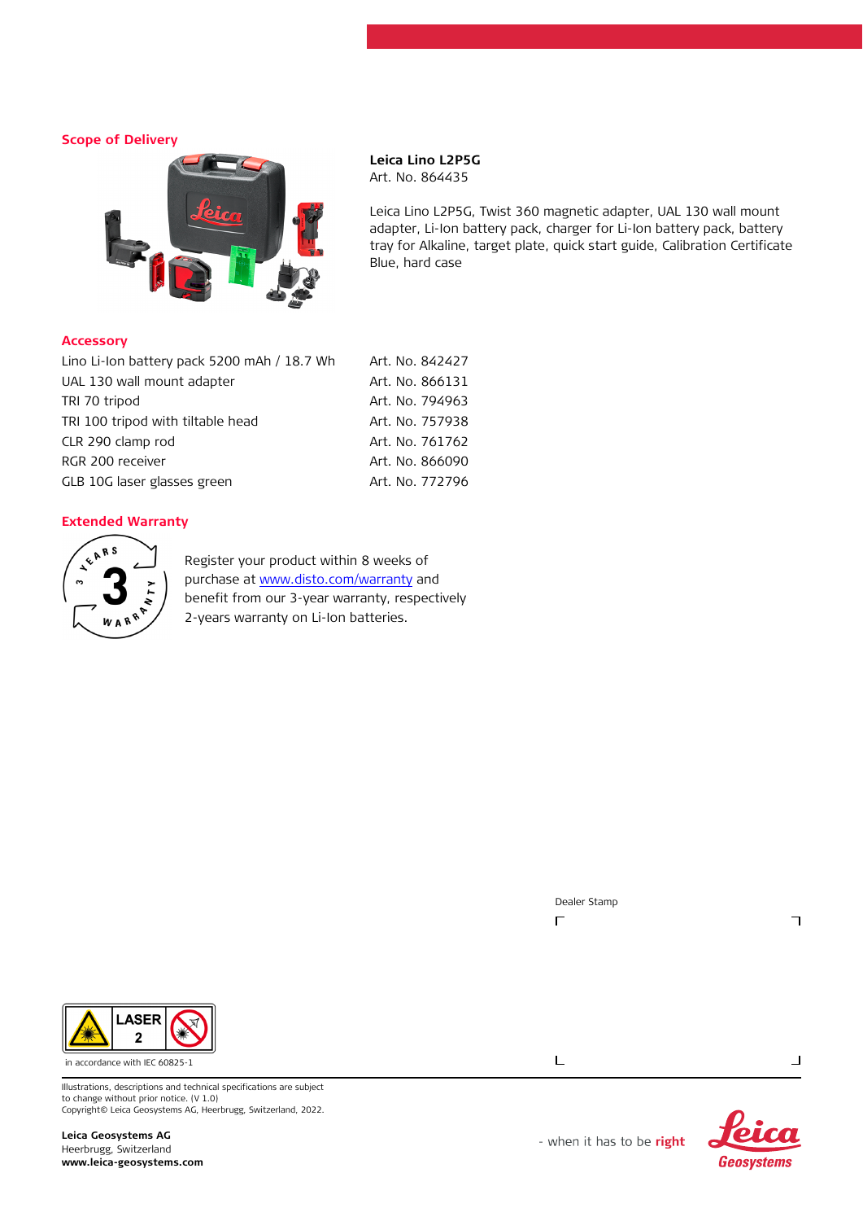## Scope of Delivery

**Leica Lino L2P5G**
Art. No. 864435

Leica Lino L2P5G, Twist 360 magnetic adapter, UAL 130 wall mount adapter, Li-Ion battery pack, charger for Li-Ion battery pack, battery tray for Alkaline, target plate, quick start guide, Calibration Certificate Blue, hard case

## Accessory

| | |
|---|---|
| Lino Li-Ion battery pack 5200 mAh / 18.7 Wh | Art. No. 842427 |
| UAL 130 wall mount adapter | Art. No. 866131 |
| TRI 70 tripod | Art. No. 794963 |
| TRI 100 tripod with tiltable head | Art. No. 757938 |
| CLR 290 clamp rod | Art. No. 761762 |
| RGR 200 receiver | Art. No. 866090 |
| GLB 10G laser glasses green | Art. No. 772796 |

## Extended Warranty

3 YEARS WARRANTY

Register your product within 8 weeks of purchase at www.disto.com/warranty and benefit from our 3-year warranty, respectively 2-years warranty on Li-Ion batteries.

Dealer Stamp

LASER 2

in accordance with IEC 60825-1

Illustrations, descriptions and technical specifications are subject to change without prior notice. (V 1.0)
Copyright© Leica Geosystems AG, Heerbrugg, Switzerland, 2022.

**Leica Geosystems AG**
Heerbrugg, Switzerland
**www.leica-geosystems.com**

- when it has to be **right**

Leica Geosystems